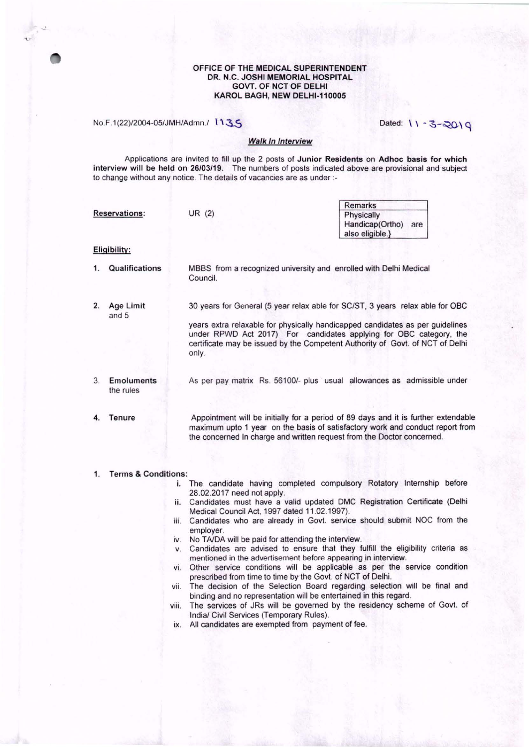**OFFICE OF THE MEDICAL SUPERINTENDENT**
**DR. N.C. JOSHI MEMORIAL HOSPITAL**
**GOVT. OF NCT OF DELHI**
**KAROL BAGH, NEW DELHI-110005**

No.F.1(22)/2004-05/JMH/Admn./ 1135 Dated: 11-3-2019

***Walk In Interview***

Applications are invited to fill up the 2 posts of **Junior Residents** on **Adhoc basis for which interview will be held on 26/03/19.** The numbers of posts indicated above are provisional and subject to change without any notice. The details of vacancies are as under :-

**Reservations:** UR (2)

| Remarks |
|---|
| Physically Handicap(Ortho) are also eligible.} |

**Eligibility:**

1. **Qualifications** MBBS from a recognized university and enrolled with Delhi Medical Council.

2. **Age Limit** 30 years for General (5 year relax able for SC/ST, 3 years relax able for OBC and 5 years extra relaxable for physically handicapped candidates as per guidelines under RPWD Act 2017) For candidates applying for OBC category, the certificate may be issued by the Competent Authority of Govt. of NCT of Delhi only.

3. **Emoluments** As per pay matrix Rs. 56100/- plus usual allowances as admissible under the rules

4. **Tenure** Appointment will be initially for a period of 89 days and it is further extendable maximum upto 1 year on the basis of satisfactory work and conduct report from the concerned In charge and written request from the Doctor concerned.

1. **Terms & Conditions:**
   - i. The candidate having completed compulsory Rotatory Internship before 28.02.2017 need not apply.
   - ii. Candidates must have a valid updated DMC Registration Certificate (Delhi Medical Council Act, 1997 dated 11.02.1997).
   - iii. Candidates who are already in Govt. service should submit NOC from the employer.
   - iv. No TA/DA will be paid for attending the interview.
   - v. Candidates are advised to ensure that they fulfill the eligibility criteria as mentioned in the advertisement before appearing in interview.
   - vi. Other service conditions will be applicable as per the service condition prescribed from time to time by the Govt. of NCT of Delhi.
   - vii. The decision of the Selection Board regarding selection will be final and binding and no representation will be entertained in this regard.
   - viii. The services of JRs will be governed by the residency scheme of Govt. of India/ Civil Services (Temporary Rules).
   - ix. All candidates are exempted from payment of fee.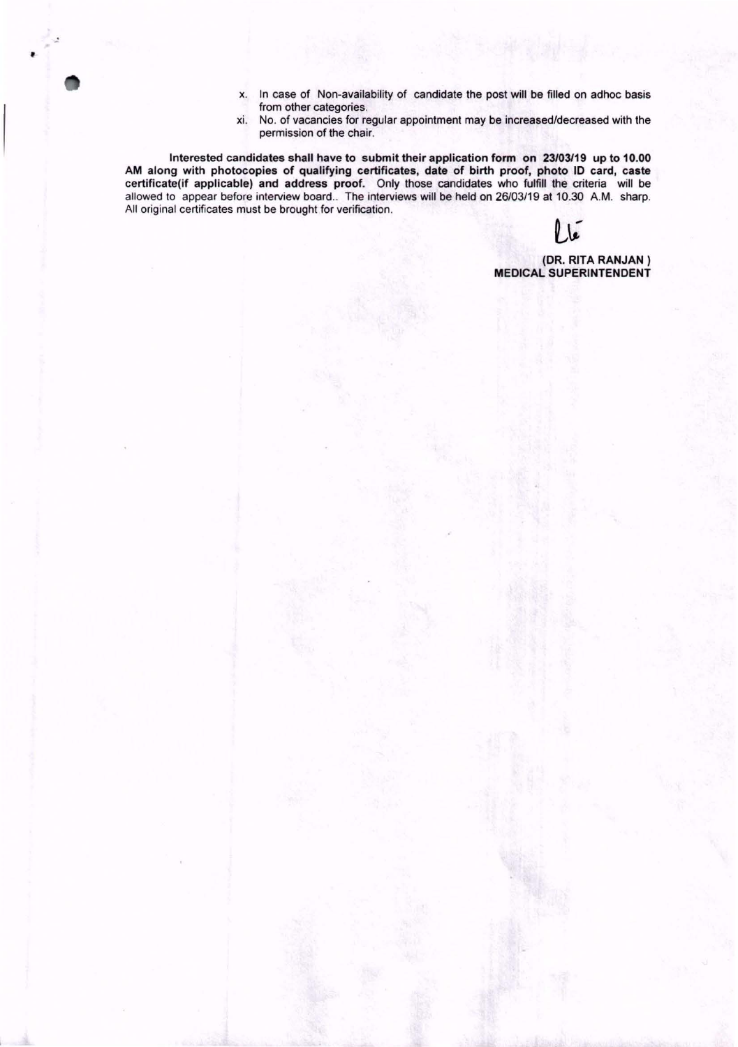x. In case of Non-availability of candidate the post will be filled on adhoc basis from other categories.

xi. No. of vacancies for regular appointment may be increased/decreased with the permission of the chair.

**Interested candidates shall have to submit their application form on 23/03/19 up to 10.00 AM along with photocopies of qualifying certificates, date of birth proof, photo ID card, caste certificate(if applicable) and address proof.** Only those candidates who fulfill the criteria will be allowed to appear before interview board.. The interviews will be held on 26/03/19 at 10.30 A.M. sharp. All original certificates must be brought for verification.

**(DR. RITA RANJAN )**
**MEDICAL SUPERINTENDENT**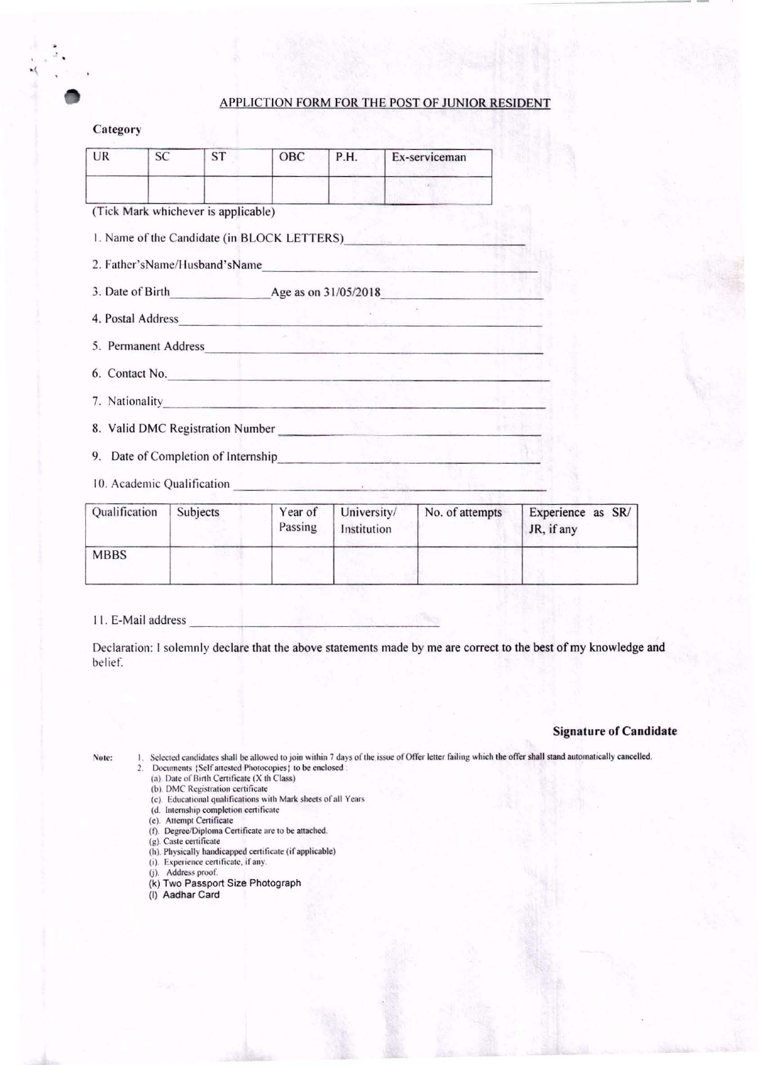## APPLICTION FORM FOR THE POST OF JUNIOR RESIDENT

**Category**

| UR | SC | ST | OBC | P.H. | Ex-serviceman |
|---|---|---|---|---|---|
| | | | | | |

(Tick Mark whichever is applicable)

1. Name of the Candidate (in BLOCK LETTERS)\_\_\_\_\_\_\_\_\_\_\_\_\_\_\_\_\_\_\_\_\_\_\_\_\_\_\_\_

2. Father'sName/Husband'sName\_\_\_\_\_\_\_\_\_\_\_\_\_\_\_\_\_\_\_\_\_\_\_\_\_\_\_\_\_\_\_\_\_\_\_\_\_\_\_\_

3. Date of Birth\_\_\_\_\_\_\_\_\_\_\_\_\_\_\_\_ Age as on 31/05/2018\_\_\_\_\_\_\_\_\_\_\_\_\_\_\_\_\_\_\_\_\_\_

4. Postal Address\_\_\_\_\_\_\_\_\_\_\_\_\_\_\_\_\_\_\_\_\_\_\_\_\_\_\_\_\_\_\_\_\_\_\_\_\_\_\_\_\_\_\_\_\_\_\_\_\_\_\_\_\_\_\_\_\_\_

5. Permanent Address\_\_\_\_\_\_\_\_\_\_\_\_\_\_\_\_\_\_\_\_\_\_\_\_\_\_\_\_\_\_\_\_\_\_\_\_\_\_\_\_\_\_\_\_\_\_\_\_\_\_\_\_

6. Contact No.\_\_\_\_\_\_\_\_\_\_\_\_\_\_\_\_\_\_\_\_\_\_\_\_\_\_\_\_\_\_\_\_\_\_\_\_\_\_\_\_\_\_\_\_\_\_\_\_\_\_\_\_\_\_\_\_\_\_\_\_

7. Nationality\_\_\_\_\_\_\_\_\_\_\_\_\_\_\_\_\_\_\_\_\_\_\_\_\_\_\_\_\_\_\_\_\_\_\_\_\_\_\_\_\_\_\_\_\_\_\_\_\_\_\_\_\_\_\_\_\_\_\_\_\_

8. Valid DMC Registration Number \_\_\_\_\_\_\_\_\_\_\_\_\_\_\_\_\_\_\_\_\_\_\_\_\_\_\_\_\_\_\_\_\_\_\_\_\_\_

9. Date of Completion of Internship\_\_\_\_\_\_\_\_\_\_\_\_\_\_\_\_\_\_\_\_\_\_\_\_\_\_\_\_\_\_\_\_\_\_\_\_\_\_\_

10. Academic Qualification \_\_\_\_\_\_\_\_\_\_\_\_\_\_\_\_\_\_\_\_\_\_\_\_\_\_\_\_\_\_\_\_\_\_\_\_\_\_\_\_\_\_\_\_\_\_

| Qualification | Subjects | Year of Passing | University/ Institution | No. of attempts | Experience as SR/ JR, if any |
|---|---|---|---|---|---|
| MBBS | | | | | |

11. E-Mail address \_\_\_\_\_\_\_\_\_\_\_\_\_\_\_\_\_\_\_\_\_\_\_\_\_\_\_\_\_\_\_\_\_\_\_\_\_\_\_\_\_\_

Declaration: I solemnly declare that the above statements made by me are correct to the best of my knowledge and belief.

**Signature of Candidate**

Note:

1. Selected candidates shall be allowed to join within 7 days of the issue of Offer letter failing which the offer shall stand automatically cancelled.
2. Documents {Self attested Photocopies} to be enclosed :
   (a). Date of Birth Certificate (X th Class)
   (b). DMC Registration certificate
   (c). Educational qualifications with Mark sheets of all Years
   (d. Internship completion certificate
   (e). Attempt Certificate
   (f). Degree/Diploma Certificate are to be attached.
   (g). Caste certificate
   (h). Physically handicapped certificate (if applicable)
   (i). Experience certificate, if any.
   (j). Address proof.
   (k) Two Passport Size Photograph
   (l) Aadhar Card